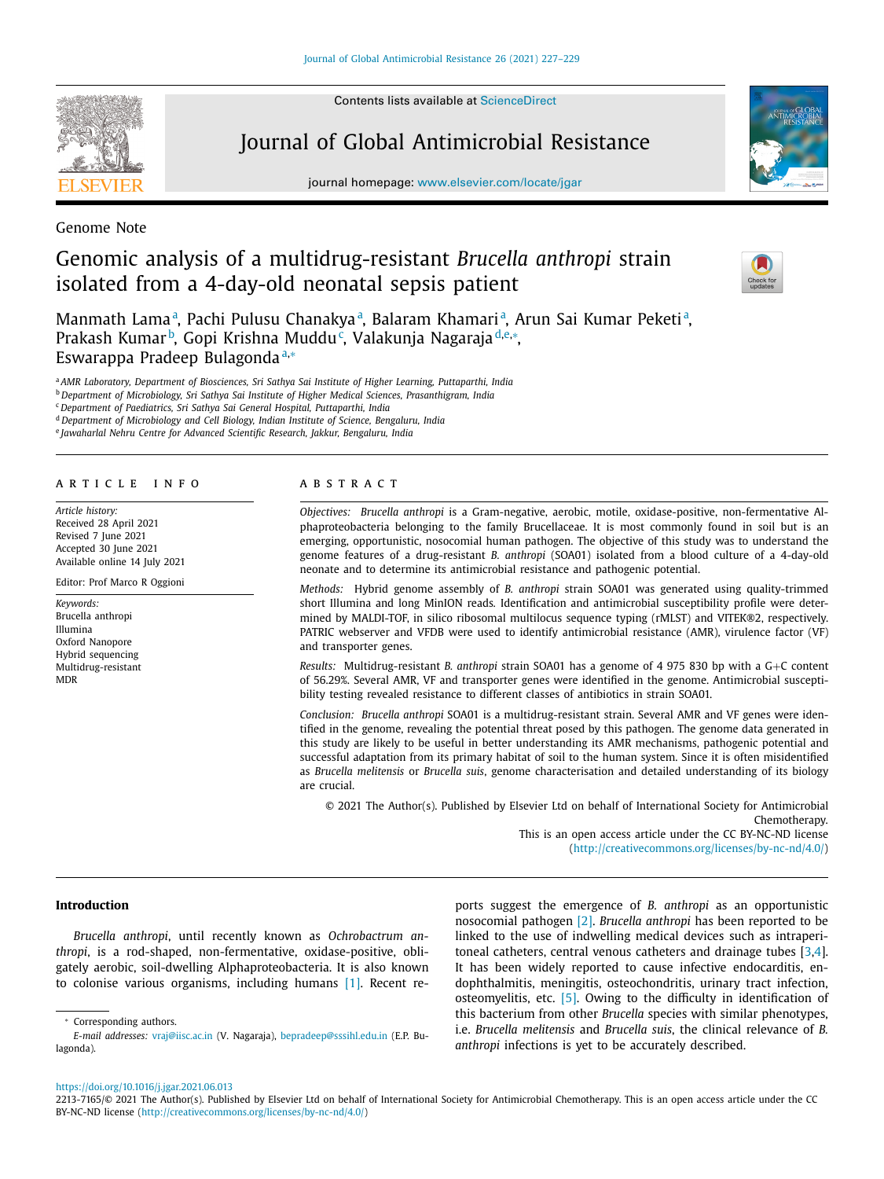Contents lists available at ScienceDirect

Journal of Global Antimicrobial Resistance

journal homepage: www.elsevier.com/locate/jgar

Genome Note

# Genomic analysis of a multidrug-resistant *Brucella anthropi* strain isolated from a 4-day-old neonatal sepsis patient

Manmath Lama[a], Pachi Pulusu Chanakya[a], Balaram Khamari[a], Arun Sai Kumar Peketi[a], Prakash Kumar[b], Gopi Krishna Muddu[c], Valakunja Nagaraja[d,e,*], Eswarappa Pradeep Bulagonda[a,*]

[a] AMR Laboratory, Department of Biosciences, Sri Sathya Sai Institute of Higher Learning, Puttaparthi, India
[b] Department of Microbiology, Sri Sathya Sai Institute of Higher Medical Sciences, Prasanthigram, India
[c] Department of Paediatrics, Sri Sathya Sai General Hospital, Puttaparthi, India
[d] Department of Microbiology and Cell Biology, Indian Institute of Science, Bengaluru, India
[e] Jawaharlal Nehru Centre for Advanced Scientific Research, Jakkur, Bengaluru, India

## ARTICLE INFO

*Article history:*
Received 28 April 2021
Revised 7 June 2021
Accepted 30 June 2021
Available online 14 July 2021

Editor: Prof Marco R Oggioni

*Keywords:*
Brucella anthropi
Illumina
Oxford Nanopore
Hybrid sequencing
Multidrug-resistant
MDR

## ABSTRACT

*Objectives:* *Brucella anthropi* is a Gram-negative, aerobic, motile, oxidase-positive, non-fermentative Alphaproteobacteria belonging to the family Brucellaceae. It is most commonly found in soil but is an emerging, opportunistic, nosocomial human pathogen. The objective of this study was to understand the genome features of a drug-resistant *B. anthropi* (SOA01) isolated from a blood culture of a 4-day-old neonate and to determine its antimicrobial resistance and pathogenic potential.

*Methods:* Hybrid genome assembly of *B. anthropi* strain SOA01 was generated using quality-trimmed short Illumina and long MinION reads. Identification and antimicrobial susceptibility profile were determined by MALDI-TOF, in silico ribosomal multilocus sequence typing (rMLST) and VITEK®2, respectively. PATRIC webserver and VFDB were used to identify antimicrobial resistance (AMR), virulence factor (VF) and transporter genes.

*Results:* Multidrug-resistant *B. anthropi* strain SOA01 has a genome of 4 975 830 bp with a G+C content of 56.29%. Several AMR, VF and transporter genes were identified in the genome. Antimicrobial susceptibility testing revealed resistance to different classes of antibiotics in strain SOA01.

*Conclusion:* *Brucella anthropi* SOA01 is a multidrug-resistant strain. Several AMR and VF genes were identified in the genome, revealing the potential threat posed by this pathogen. The genome data generated in this study are likely to be useful in better understanding its AMR mechanisms, pathogenic potential and successful adaptation from its primary habitat of soil to the human system. Since it is often misidentified as *Brucella melitensis* or *Brucella suis*, genome characterisation and detailed understanding of its biology are crucial.

© 2021 The Author(s). Published by Elsevier Ltd on behalf of International Society for Antimicrobial Chemotherapy.
This is an open access article under the CC BY-NC-ND license (http://creativecommons.org/licenses/by-nc-nd/4.0/)

## Introduction

*Brucella anthropi*, until recently known as *Ochrobactrum anthropi*, is a rod-shaped, non-fermentative, oxidase-positive, obligately aerobic, soil-dwelling Alphaproteobacteria. It is also known to colonise various organisms, including humans [1]. Recent reports suggest the emergence of *B. anthropi* as an opportunistic nosocomial pathogen [2]. *Brucella anthropi* has been reported to be linked to the use of indwelling medical devices such as intraperitoneal catheters, central venous catheters and drainage tubes [3,4]. It has been widely reported to cause infective endocarditis, endophthalmitis, meningitis, osteochondritis, urinary tract infection, osteomyelitis, etc. [5]. Owing to the difficulty in identification of this bacterium from other *Brucella* species with similar phenotypes, i.e. *Brucella melitensis* and *Brucella suis*, the clinical relevance of *B. anthropi* infections is yet to be accurately described.

* Corresponding authors.
*E-mail addresses:* vraj@iisc.ac.in (V. Nagaraja), bepradeep@sssihl.edu.in (E.P. Bulagonda).

https://doi.org/10.1016/j.jgar.2021.06.013
2213-7165/© 2021 The Author(s). Published by Elsevier Ltd on behalf of International Society for Antimicrobial Chemotherapy. This is an open access article under the CC BY-NC-ND license (http://creativecommons.org/licenses/by-nc-nd/4.0/)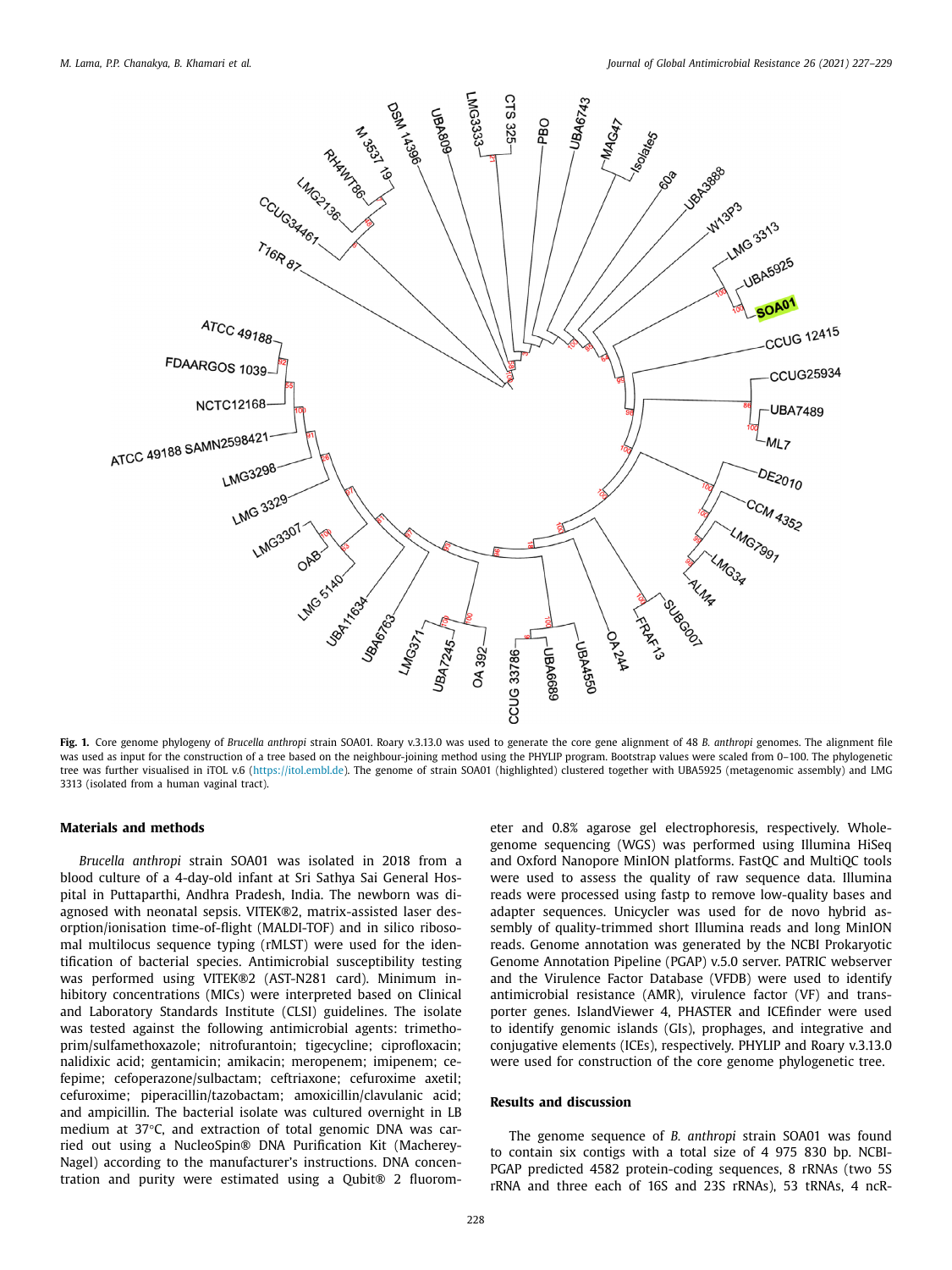**Fig. 1.** Core genome phylogeny of *Brucella anthropi* strain SOA01. Roary v.3.13.0 was used to generate the core gene alignment of 48 *B. anthropi* genomes. The alignment file was used as input for the construction of a tree based on the neighbour-joining method using the PHYLIP program. Bootstrap values were scaled from 0–100. The phylogenetic tree was further visualised in iTOL v.6 (https://itol.embl.de). The genome of strain SOA01 (highlighted) clustered together with UBA5925 (metagenomic assembly) and LMG 3313 (isolated from a human vaginal tract).

## Materials and methods

*Brucella anthropi* strain SOA01 was isolated in 2018 from a blood culture of a 4-day-old infant at Sri Sathya Sai General Hospital in Puttaparthi, Andhra Pradesh, India. The newborn was diagnosed with neonatal sepsis. VITEK®2, matrix-assisted laser desorption/ionisation time-of-flight (MALDI-TOF) and in silico ribosomal multilocus sequence typing (rMLST) were used for the identification of bacterial species. Antimicrobial susceptibility testing was performed using VITEK®2 (AST-N281 card). Minimum inhibitory concentrations (MICs) were interpreted based on Clinical and Laboratory Standards Institute (CLSI) guidelines. The isolate was tested against the following antimicrobial agents: trimethoprim/sulfamethoxazole; nitrofurantoin; tigecycline; ciprofloxacin; nalidixic acid; gentamicin; amikacin; meropenem; imipenem; cefepime; cefoperazone/sulbactam; ceftriaxone; cefuroxime axetil; cefuroxime; piperacillin/tazobactam; amoxicillin/clavulanic acid; and ampicillin. The bacterial isolate was cultured overnight in LB medium at 37°C, and extraction of total genomic DNA was carried out using a NucleoSpin® DNA Purification Kit (Macherey-Nagel) according to the manufacturer's instructions. DNA concentration and purity were estimated using a Qubit® 2 fluorometer and 0.8% agarose gel electrophoresis, respectively. Whole-genome sequencing (WGS) was performed using Illumina HiSeq and Oxford Nanopore MinION platforms. FastQC and MultiQC tools were used to assess the quality of raw sequence data. Illumina reads were processed using fastp to remove low-quality bases and adapter sequences. Unicycler was used for de novo hybrid assembly of quality-trimmed short Illumina reads and long MinION reads. Genome annotation was generated by the NCBI Prokaryotic Genome Annotation Pipeline (PGAP) v.5.0 server. PATRIC webserver and the Virulence Factor Database (VFDB) were used to identify antimicrobial resistance (AMR), virulence factor (VF) and transporter genes. IslandViewer 4, PHASTER and ICEfinder were used to identify genomic islands (GIs), prophages, and integrative and conjugative elements (ICEs), respectively. PHYLIP and Roary v.3.13.0 were used for construction of the core genome phylogenetic tree.

## Results and discussion

The genome sequence of *B. anthropi* strain SOA01 was found to contain six contigs with a total size of 4 975 830 bp. NCBI-PGAP predicted 4582 protein-coding sequences, 8 rRNAs (two 5S rRNA and three each of 16S and 23S rRNAs), 53 tRNAs, 4 ncR-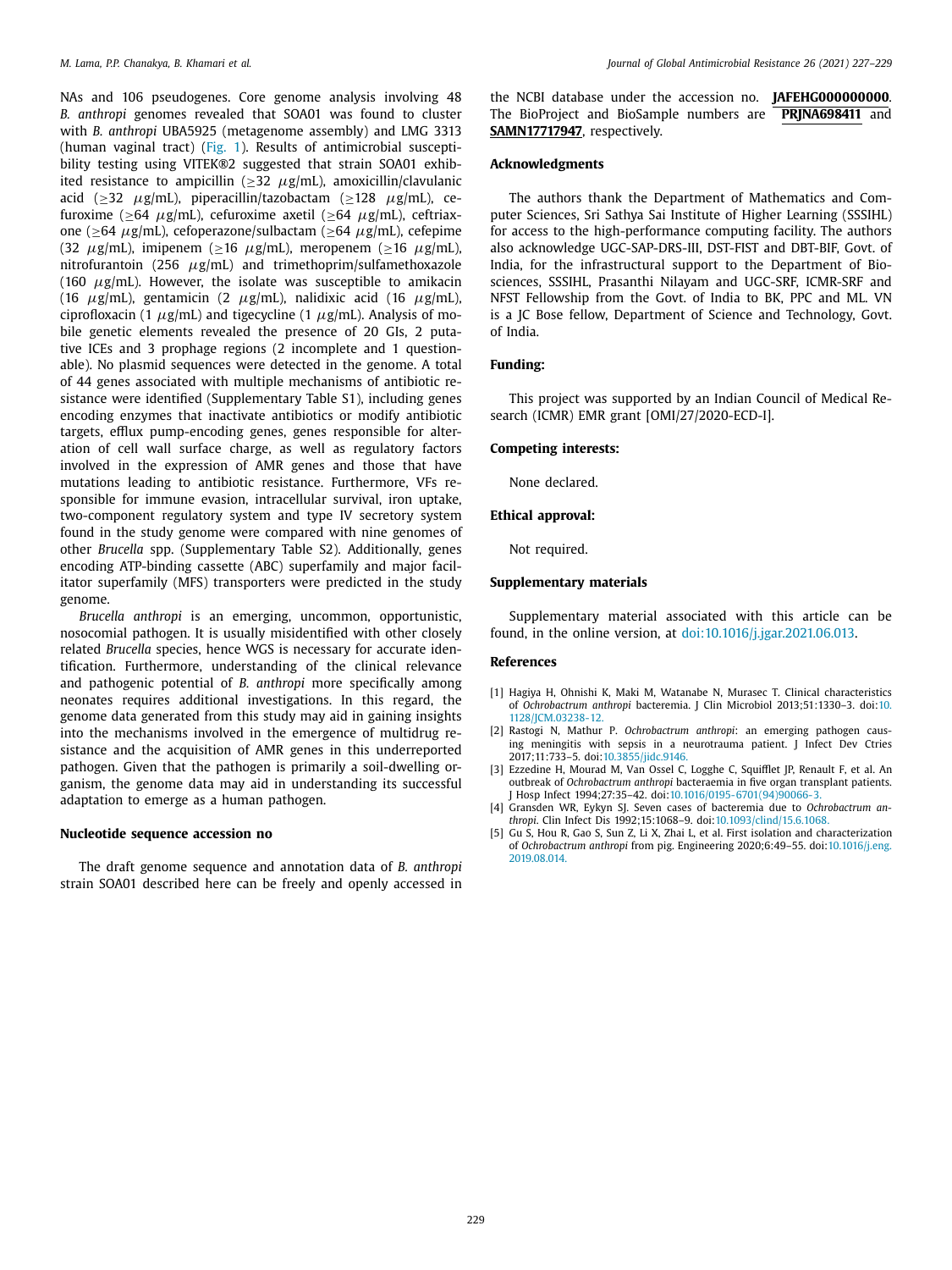NAs and 106 pseudogenes. Core genome analysis involving 48 *B. anthropi* genomes revealed that SOA01 was found to cluster with *B. anthropi* UBA5925 (metagenome assembly) and LMG 3313 (human vaginal tract) (Fig. 1). Results of antimicrobial susceptibility testing using VITEK®2 suggested that strain SOA01 exhibited resistance to ampicillin (≥32 $\mu$g/mL), amoxicillin/clavulanic acid (≥32 $\mu$g/mL), piperacillin/tazobactam (≥128 $\mu$g/mL), cefuroxime (≥64 $\mu$g/mL), cefuroxime axetil (≥64 $\mu$g/mL), ceftriaxone (≥64 $\mu$g/mL), cefoperazone/sulbactam (≥64 $\mu$g/mL), cefepime (32 $\mu$g/mL), imipenem (≥16 $\mu$g/mL), meropenem (≥16 $\mu$g/mL), nitrofurantoin (256 $\mu$g/mL) and trimethoprim/sulfamethoxazole (160 $\mu$g/mL). However, the isolate was susceptible to amikacin (16 $\mu$g/mL), gentamicin (2 $\mu$g/mL), nalidixic acid (16 $\mu$g/mL), ciprofloxacin (1 $\mu$g/mL) and tigecycline (1 $\mu$g/mL). Analysis of mobile genetic elements revealed the presence of 20 GIs, 2 putative ICEs and 3 prophage regions (2 incomplete and 1 questionable). No plasmid sequences were detected in the genome. A total of 44 genes associated with multiple mechanisms of antibiotic resistance were identified (Supplementary Table S1), including genes encoding enzymes that inactivate antibiotics or modify antibiotic targets, efflux pump-encoding genes, genes responsible for alteration of cell wall surface charge, as well as regulatory factors involved in the expression of AMR genes and those that have mutations leading to antibiotic resistance. Furthermore, VFs responsible for immune evasion, intracellular survival, iron uptake, two-component regulatory system and type IV secretory system found in the study genome were compared with nine genomes of other *Brucella* spp. (Supplementary Table S2). Additionally, genes encoding ATP-binding cassette (ABC) superfamily and major facilitator superfamily (MFS) transporters were predicted in the study genome.

*Brucella anthropi* is an emerging, uncommon, opportunistic, nosocomial pathogen. It is usually misidentified with other closely related *Brucella* species, hence WGS is necessary for accurate identification. Furthermore, understanding of the clinical relevance and pathogenic potential of *B. anthropi* more specifically among neonates requires additional investigations. In this regard, the genome data generated from this study may aid in gaining insights into the mechanisms involved in the emergence of multidrug resistance and the acquisition of AMR genes in this underreported pathogen. Given that the pathogen is primarily a soil-dwelling organism, the genome data may aid in understanding its successful adaptation to emerge as a human pathogen.

## Nucleotide sequence accession no

The draft genome sequence and annotation data of *B. anthropi* strain SOA01 described here can be freely and openly accessed in the NCBI database under the accession no. **JAFEHG000000000**. The BioProject and BioSample numbers are **PRJNA698411** and **SAMN17717947**, respectively.

## Acknowledgments

The authors thank the Department of Mathematics and Computer Sciences, Sri Sathya Sai Institute of Higher Learning (SSSIHL) for access to the high-performance computing facility. The authors also acknowledge UGC-SAP-DRS-III, DST-FIST and DBT-BIF, Govt. of India, for the infrastructural support to the Department of Biosciences, SSSIHL, Prasanthi Nilayam and UGC-SRF, ICMR-SRF and NFST Fellowship from the Govt. of India to BK, PPC and ML. VN is a JC Bose fellow, Department of Science and Technology, Govt. of India.

## Funding:

This project was supported by an Indian Council of Medical Research (ICMR) EMR grant [OMI/27/2020-ECD-I].

## Competing interests:

None declared.

## Ethical approval:

Not required.

## Supplementary materials

Supplementary material associated with this article can be found, in the online version, at doi:10.1016/j.jgar.2021.06.013.

## References

[1] Hagiya H, Ohnishi K, Maki M, Watanabe N, Murasec T. Clinical characteristics of *Ochrobactrum anthropi* bacteremia. J Clin Microbiol 2013;51:1330–3. doi:10.1128/JCM.03238-12.

[2] Rastogi N, Mathur P. *Ochrobactrum anthropi*: an emerging pathogen causing meningitis with sepsis in a neurotrauma patient. J Infect Dev Ctries 2017;11:733–5. doi:10.3855/jidc.9146.

[3] Ezzedine H, Mourad M, Van Ossel C, Logghe C, Squifflet JP, Renault F, et al. An outbreak of *Ochrobactrum anthropi* bacteraemia in five organ transplant patients. J Hosp Infect 1994;27:35–42. doi:10.1016/0195-6701(94)90066-3.

[4] Gransden WR, Eykyn SJ. Seven cases of bacteremia due to *Ochrobactrum anthropi*. Clin Infect Dis 1992;15:1068–9. doi:10.1093/clind/15.6.1068.

[5] Gu S, Hou R, Gao S, Sun Z, Li X, Zhai L, et al. First isolation and characterization of *Ochrobactrum anthropi* from pig. Engineering 2020;6:49–55. doi:10.1016/j.eng.2019.08.014.